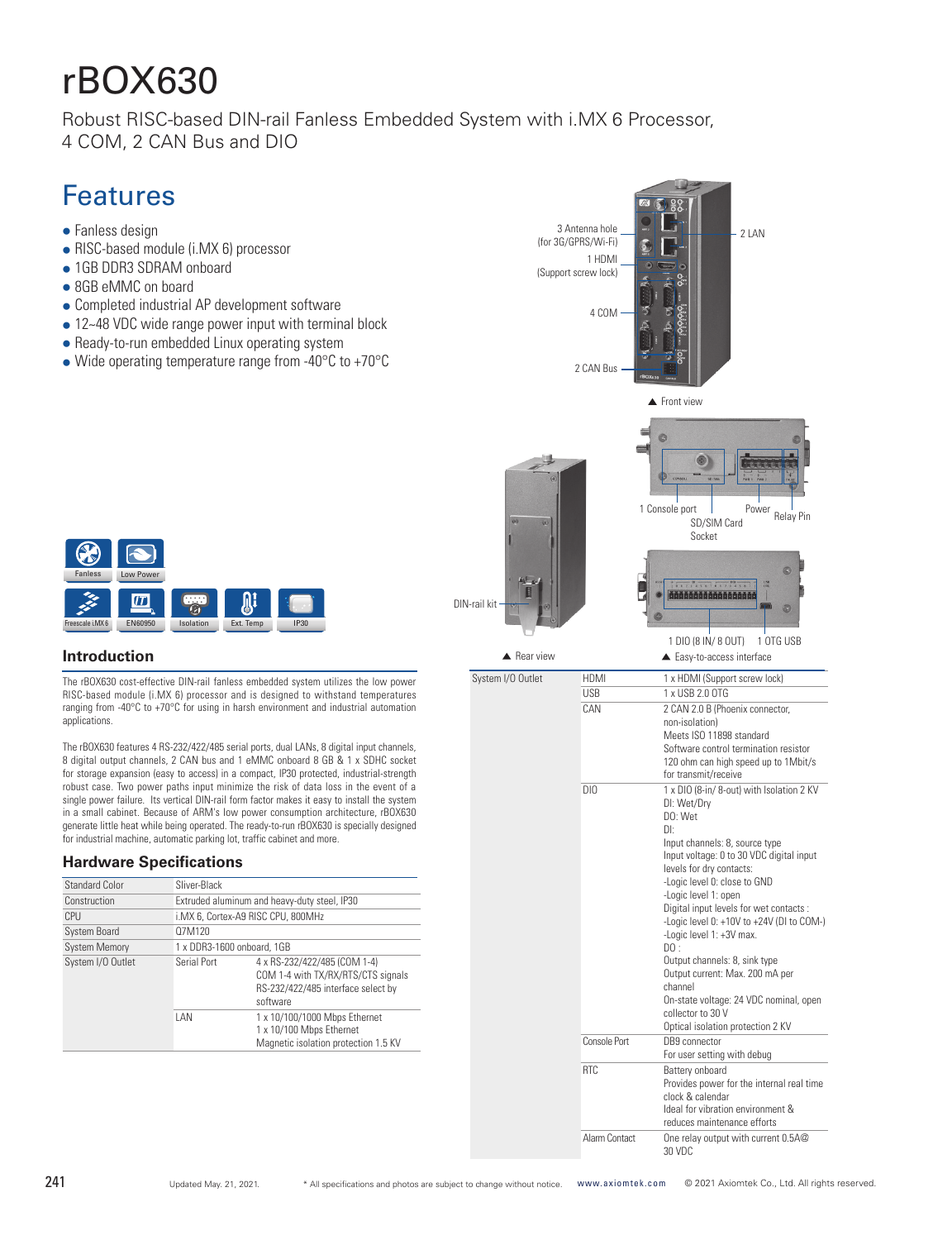# rBOX630

Robust RISC-based DIN-rail Fanless Embedded System with i.MX 6 Processor, 4 COM, 2 CAN Bus and DIO

## Features

- Fanless design
- RISC-based module (i.MX 6) processor
- 1GB DDR3 SDRAM onboard
- 8GB eMMC on board
- Completed industrial AP development software
- 12~48 VDC wide range power input with terminal block
- Ready-to-run embedded Linux operating system
- Wide operating temperature range from -40°C to +70°C

3 Antenna hole (for 3G/GPRS/Wi-Fi)
1 HDMI (Support screw lock)
4 COM
2 CAN Bus
2 LAN

▲ Front view

1 Console port
SD/SIM Card Socket
Power
Relay Pin

DIN-rail kit

▲ Rear view

1 DIO (8 IN/ 8 OUT)
1 OTG USB

▲ Easy-to-access interface

Fanless | Low Power | Freescale i.MX 6 | EN60950 | Isolation | Ext. Temp | IP30

## Introduction

The rBOX630 cost-effective DIN-rail fanless embedded system utilizes the low power RISC-based module (i.MX 6) processor and is designed to withstand temperatures ranging from -40°C to +70°C for using in harsh environment and industrial automation applications.

The rBOX630 features 4 RS-232/422/485 serial ports, dual LANs, 8 digital input channels, 8 digital output channels, 2 CAN bus and 1 eMMC onboard 8 GB & 1 x SDHC socket for storage expansion (easy to access), IP30 protected, industrial-strength robust case. Two power paths input minimize the risk of data loss in the event of a single power failure. Its vertical DIN-rail form factor makes it easy to install the system in a small cabinet. Because of ARM's low power consumption architecture, rBOX630 generate little heat while being operated. The ready-to-run rBOX630 is specially designed for industrial machine, automatic parking lot, traffic cabinet and more.

## Hardware Specifications

| | | |
|---|---|---|
| Standard Color | Sliver-Black | |
| Construction | Extruded aluminum and heavy-duty steel, IP30 | |
| CPU | i.MX 6, Cortex-A9 RISC CPU, 800MHz | |
| System Board | Q7M120 | |
| System Memory | 1 x DDR3-1600 onboard, 1GB | |
| System I/O Outlet | Serial Port | 4 x RS-232/422/485 (COM 1-4)<br>COM 1-4 with TX/RX/RTS/CTS signals<br>RS-232/422/485 interface select by software |
| | LAN | 1 x 10/100/1000 Mbps Ethernet<br>1 x 10/100 Mbps Ethernet<br>Magnetic isolation protection 1.5 KV |
| System I/O Outlet | HDMI | 1 x HDMI (Support screw lock) |
| | USB | 1 x USB 2.0 OTG |
| | CAN | 2 CAN 2.0 B (Phoenix connector, non-isolation)<br>Meets ISO 11898 standard<br>Software control termination resistor<br>120 ohm can high speed up to 1Mbit/s for transmit/receive |
| | DIO | 1 x DIO (8-in/ 8-out) with Isolation 2 KV<br>DI: Wet/Dry<br>DO: Wet<br>DI:<br>Input channels: 8, source type<br>Input voltage: 0 to 30 VDC digital input levels for dry contacts:<br>-Logic level 0: close to GND<br>-Logic level 1: open<br>Digital input levels for wet contacts :<br>-Logic level 0: +10V to +24V (DI to COM-)<br>-Logic level 1: +3V max.<br>DO :<br>Output channels: 8, sink type<br>Output current: Max. 200 mA per channel<br>On-state voltage: 24 VDC nominal, open collector to 30 V<br>Optical isolation protection 2 KV |
| | Console Port | DB9 connector<br>For user setting with debug |
| | RTC | Battery onboard<br>Provides power for the internal real time clock & calendar<br>Ideal for vibration environment & reduces maintenance efforts |
| | Alarm Contact | One relay output with current 0.5A@ 30 VDC |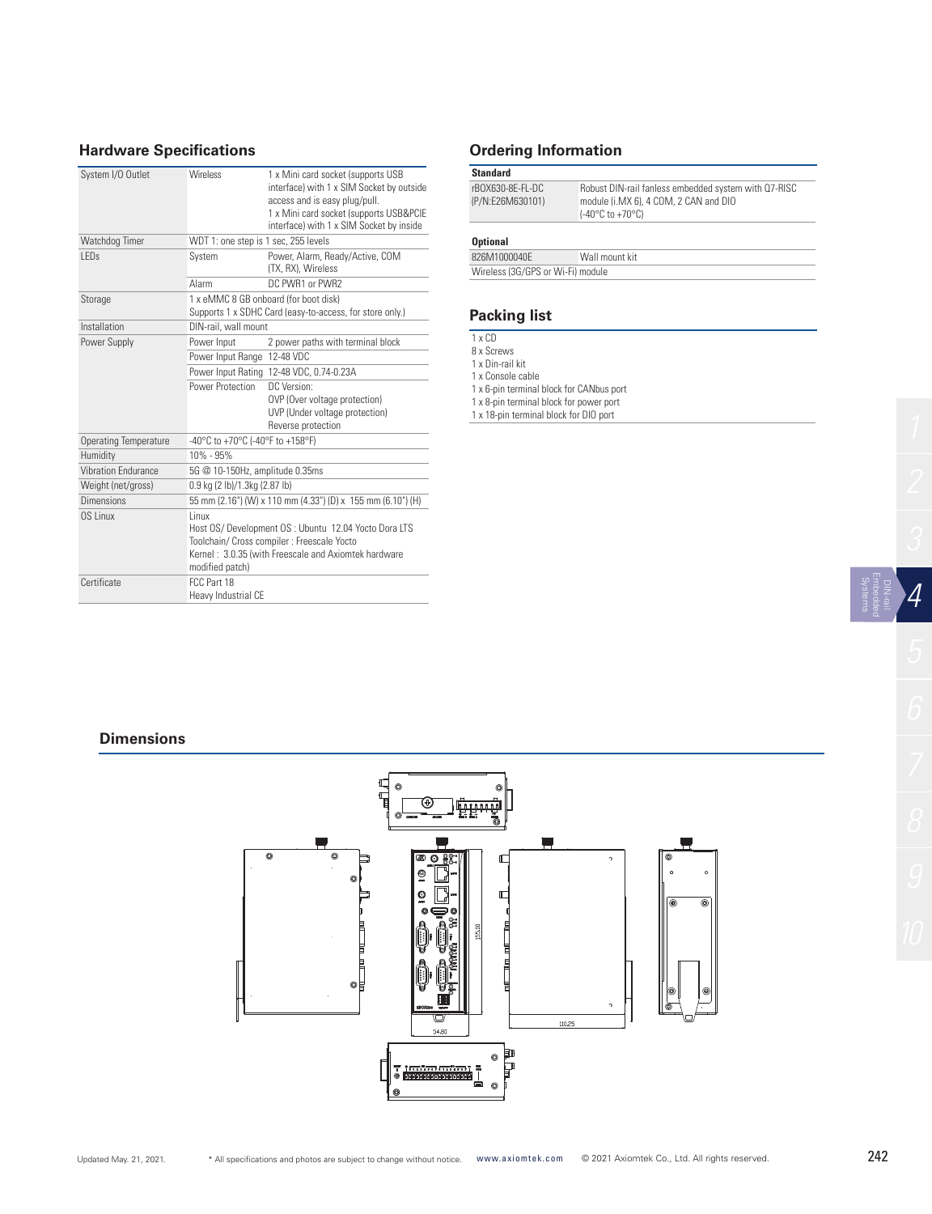## Hardware Specifications

| | | |
|---|---|---|
| System I/O Outlet | Wireless | 1 x Mini card socket (supports USB interface) with 1 x SIM Socket by outside access and is easy plug/pull. 1 x Mini card socket (supports USB&PCIE interface) with 1 x SIM Socket by inside |
| Watchdog Timer | WDT 1: one step is 1 sec, 255 levels | |
| LEDs | System | Power, Alarm, Ready/Active, COM (TX, RX), Wireless |
| | Alarm | DC PWR1 or PWR2 |
| Storage | 1 x eMMC 8 GB onboard (for boot disk) Supports 1 x SDHC Card (easy-to-access, for store only.) | |
| Installation | DIN-rail, wall mount | |
| Power Supply | Power Input | 2 power paths with terminal block |
| | Power Input Range | 12-48 VDC |
| | Power Input Rating | 12-48 VDC, 0.74-0.23A |
| | Power Protection | DC Version: OVP (Over voltage protection) UVP (Under voltage protection) Reverse protection |
| Operating Temperature | -40°C to +70°C (-40°F to +158°F) | |
| Humidity | 10% - 95% | |
| Vibration Endurance | 5G @ 10-150Hz, amplitude 0.35ms | |
| Weight (net/gross) | 0.9 kg (2 lb)/1.3kg (2.87 lb) | |
| Dimensions | 55 mm (2.16") (W) x 110 mm (4.33") (D) x 155 mm (6.10") (H) | |
| OS Linux | Linux Host OS/ Development OS : Ubuntu 12.04 Yocto Dora LTS Toolchain/ Cross compiler : Freescale Yocto Kernel : 3.0.35 (with Freescale and Axiomtek hardware modified patch) | |
| Certificate | FCC Part 18 Heavy Industrial CE | |

## Ordering Information

**Standard**

| | |
|---|---|
| rBOX630-8E-FL-DC (P/N:E26M630101) | Robust DIN-rail fanless embedded system with Q7-RISC module (i.MX 6), 4 COM, 2 CAN and DIO (-40°C to +70°C) |

**Optional**

| | |
|---|---|
| 826M1000040E | Wall mount kit |
| Wireless (3G/GPS or Wi-Fi) module | |

## Packing list

1 x CD
8 x Screws
1 x Din-rail kit
1 x Console cable
1 x 6-pin terminal block for CANbus port
1 x 8-pin terminal block for power port
1 x 18-pin terminal block for DIO port

## Dimensions

155.00

54.80

110.25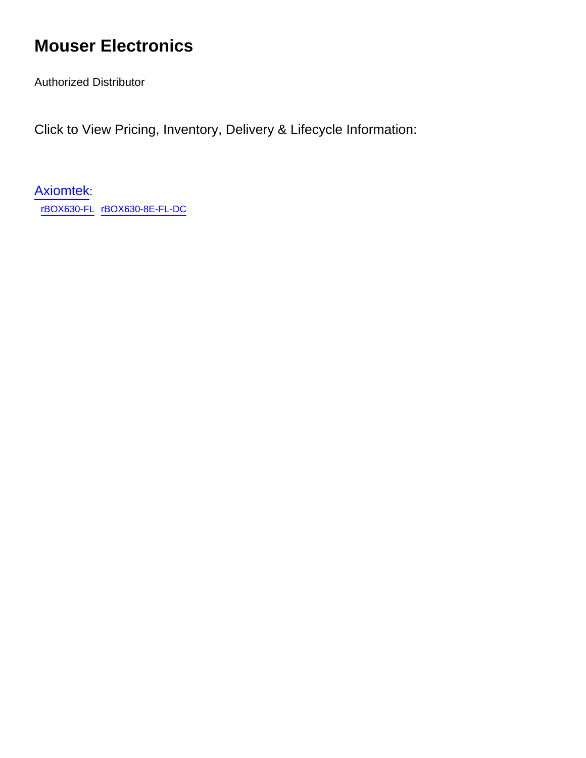# Mouser Electronics

Authorized Distributor

Click to View Pricing, Inventory, Delivery & Lifecycle Information:

Axiomtek:

rBOX630-FL  rBOX630-8E-FL-DC